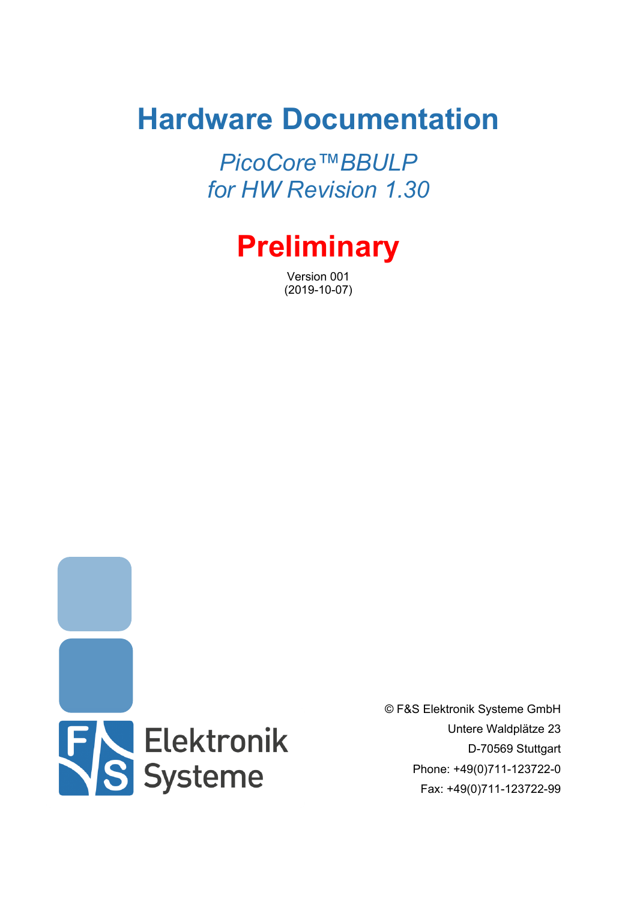# Hardware Documentation

*PicoCore™BBULP*
*for HW Revision 1.30*

## Preliminary

Version 001
(2019-10-07)

F&S Elektronik Systeme

© F&S Elektronik Systeme GmbH
Untere Waldplätze 23
D-70569 Stuttgart
Phone: +49(0)711-123722-0
Fax: +49(0)711-123722-99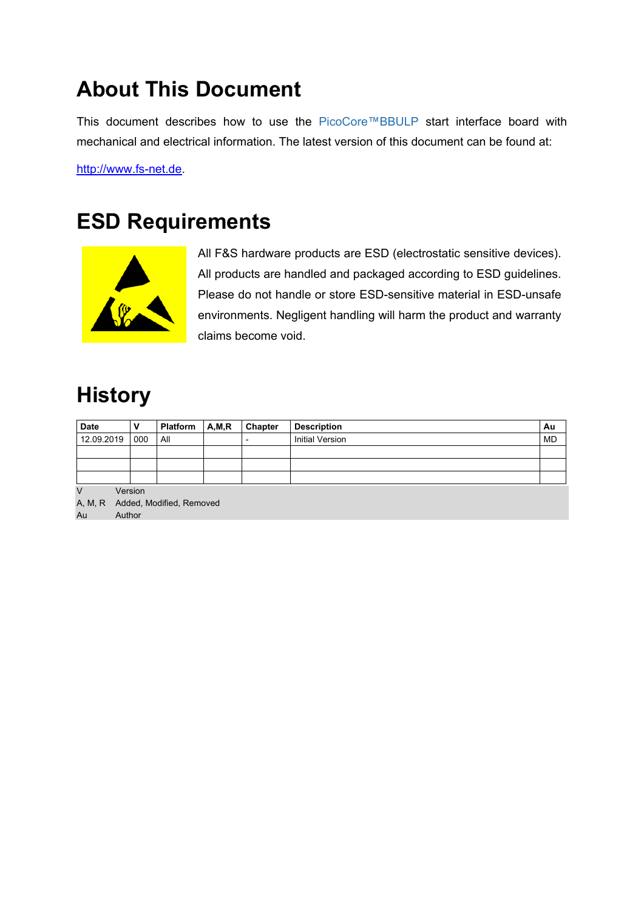# About This Document

This document describes how to use the PicoCore™BBULP start interface board with mechanical and electrical information. The latest version of this document can be found at:

http://www.fs-net.de.

# ESD Requirements

All F&S hardware products are ESD (electrostatic sensitive devices). All products are handled and packaged according to ESD guidelines. Please do not handle or store ESD-sensitive material in ESD-unsafe environments. Negligent handling will harm the product and warranty claims become void.

# History

| Date | V | Platform | A,M,R | Chapter | Description | Au |
|---|---|---|---|---|---|---|
| 12.09.2019 | 000 | All | | - | Initial Version | MD |
| | | | | | | |
| | | | | | | |
| | | | | | | |

V Version
A, M, R Added, Modified, Removed
Au Author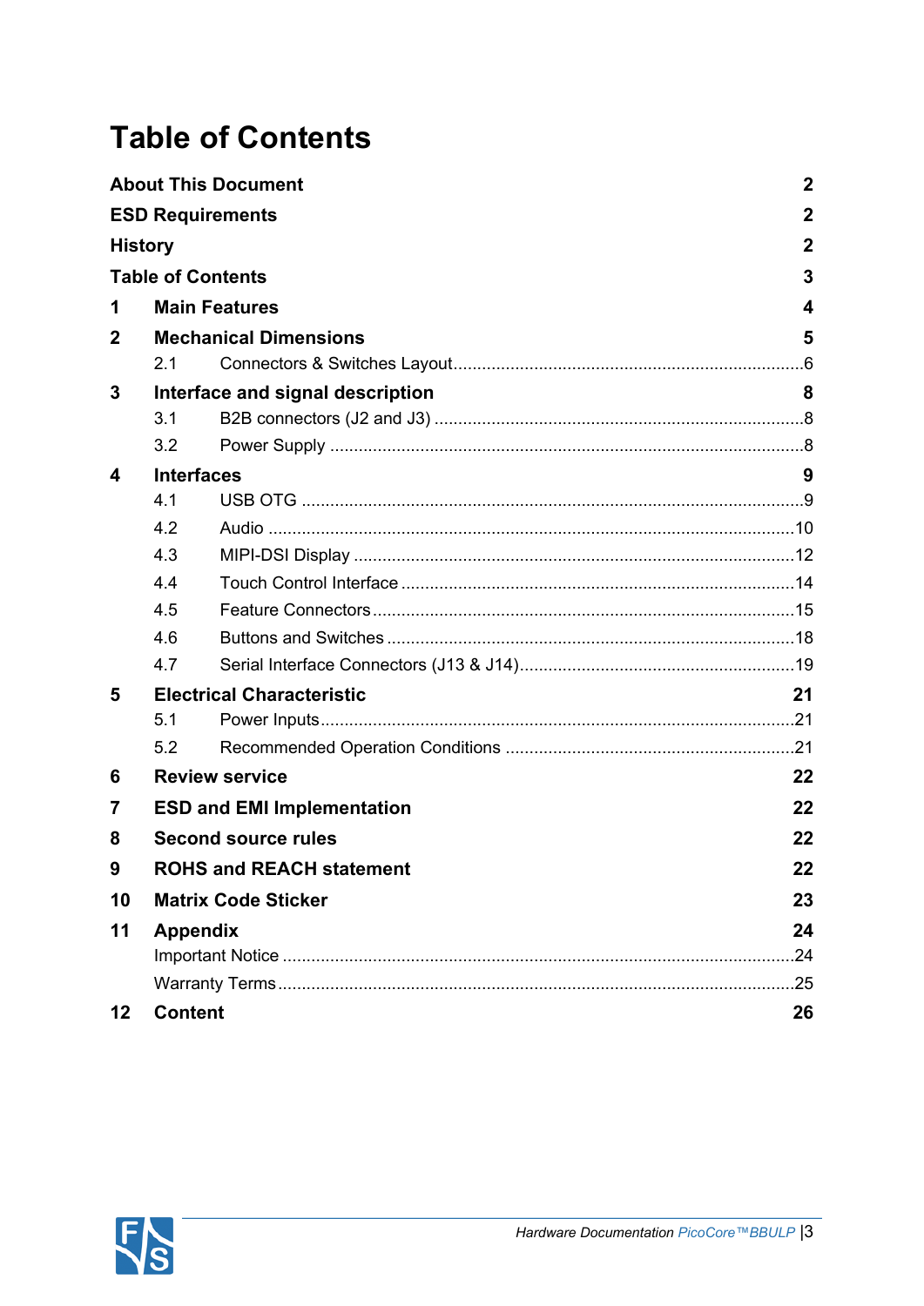# Table of Contents

**About This Document** 2

**ESD Requirements** 2

**History** 2

**Table of Contents** 3

**1 Main Features** 4

**2 Mechanical Dimensions** 5

- 2.1 Connectors & Switches Layout ... 6

**3 Interface and signal description** 8

- 3.1 B2B connectors (J2 and J3) ... 8
- 3.2 Power Supply ... 8

**4 Interfaces** 9

- 4.1 USB OTG ... 9
- 4.2 Audio ... 10
- 4.3 MIPI-DSI Display ... 12
- 4.4 Touch Control Interface ... 14
- 4.5 Feature Connectors ... 15
- 4.6 Buttons and Switches ... 18
- 4.7 Serial Interface Connectors (J13 & J14) ... 19

**5 Electrical Characteristic** 21

- 5.1 Power Inputs ... 21
- 5.2 Recommended Operation Conditions ... 21

**6 Review service** 22

**7 ESD and EMI Implementation** 22

**8 Second source rules** 22

**9 ROHS and REACH statement** 22

**10 Matrix Code Sticker** 23

**11 Appendix** 24

- Important Notice ... 24
- Warranty Terms ... 25

**12 Content** 26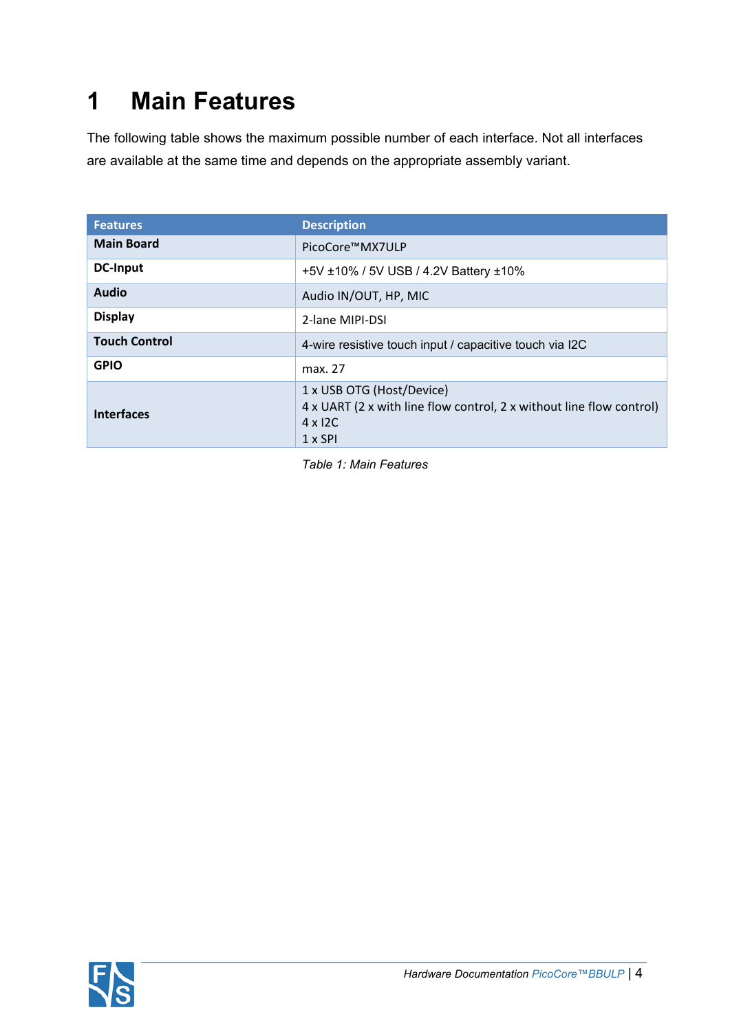# 1 Main Features

The following table shows the maximum possible number of each interface. Not all interfaces are available at the same time and depends on the appropriate assembly variant.

| Features | Description |
|---|---|
| **Main Board** | PicoCore™MX7ULP |
| **DC-Input** | +5V ±10% / 5V USB / 4.2V Battery ±10% |
| **Audio** | Audio IN/OUT, HP, MIC |
| **Display** | 2-lane MIPI-DSI |
| **Touch Control** | 4-wire resistive touch input / capacitive touch via I2C |
| **GPIO** | max. 27 |
| **Interfaces** | 1 x USB OTG (Host/Device)<br>4 x UART (2 x with line flow control, 2 x without line flow control)<br>4 x I2C<br>1 x SPI |

*Table 1: Main Features*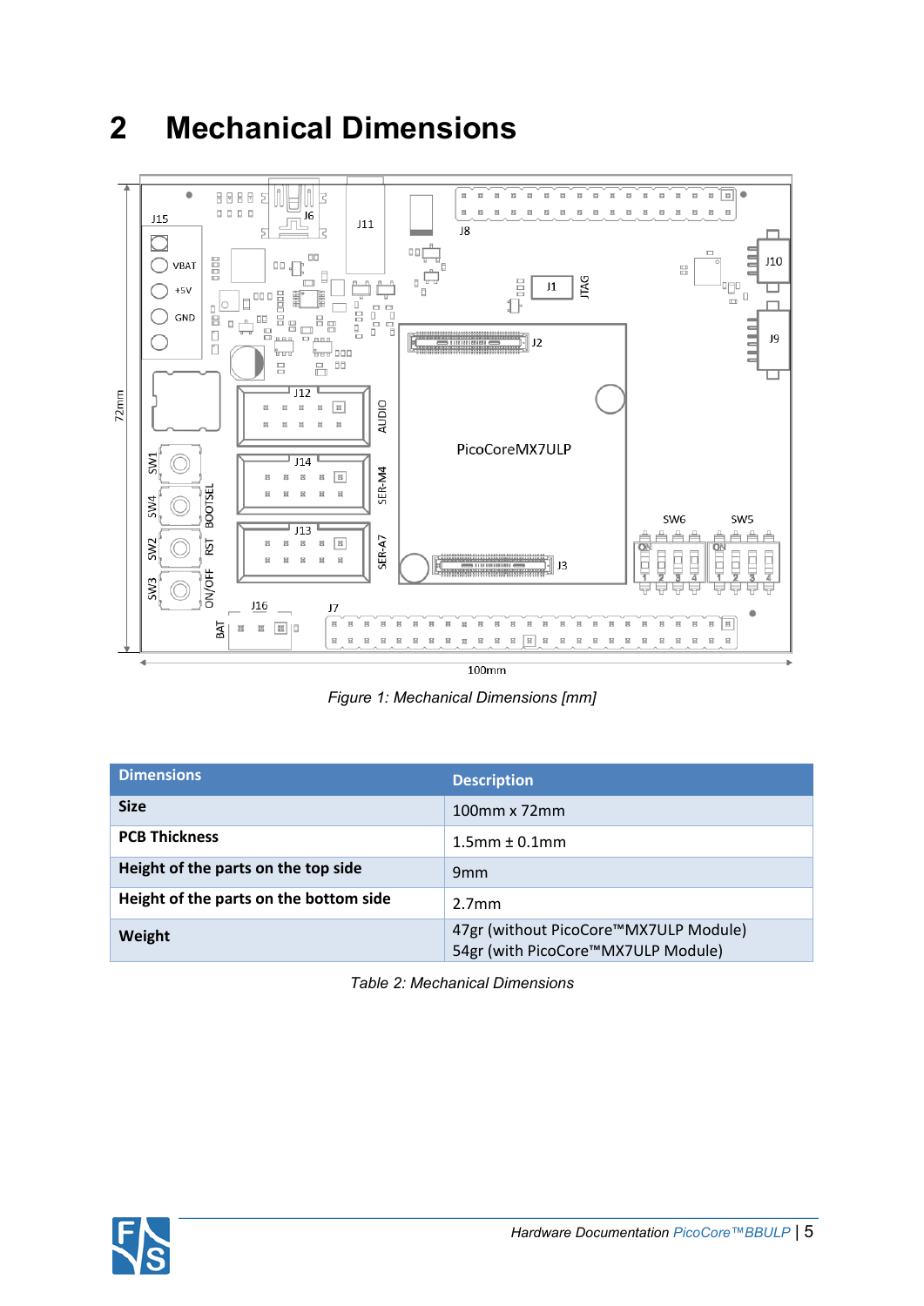# 2 Mechanical Dimensions

*Figure 1: Mechanical Dimensions [mm]*

| Dimensions | Description |
|---|---|
| **Size** | 100mm x 72mm |
| **PCB Thickness** | 1.5mm ± 0.1mm |
| **Height of the parts on the top side** | 9mm |
| **Height of the parts on the bottom side** | 2.7mm |
| **Weight** | 47gr (without PicoCore™MX7ULP Module)<br>54gr (with PicoCore™MX7ULP Module) |

*Table 2: Mechanical Dimensions*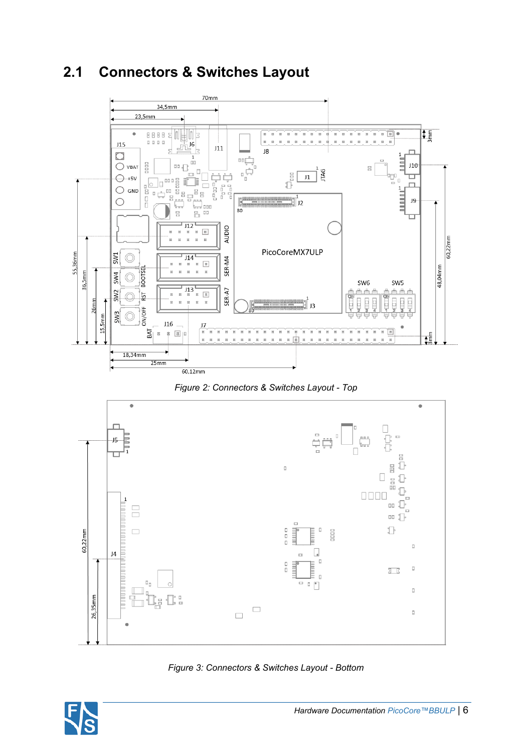## 2.1 Connectors & Switches Layout

*Figure 2: Connectors & Switches Layout - Top*

*Figure 3: Connectors & Switches Layout - Bottom*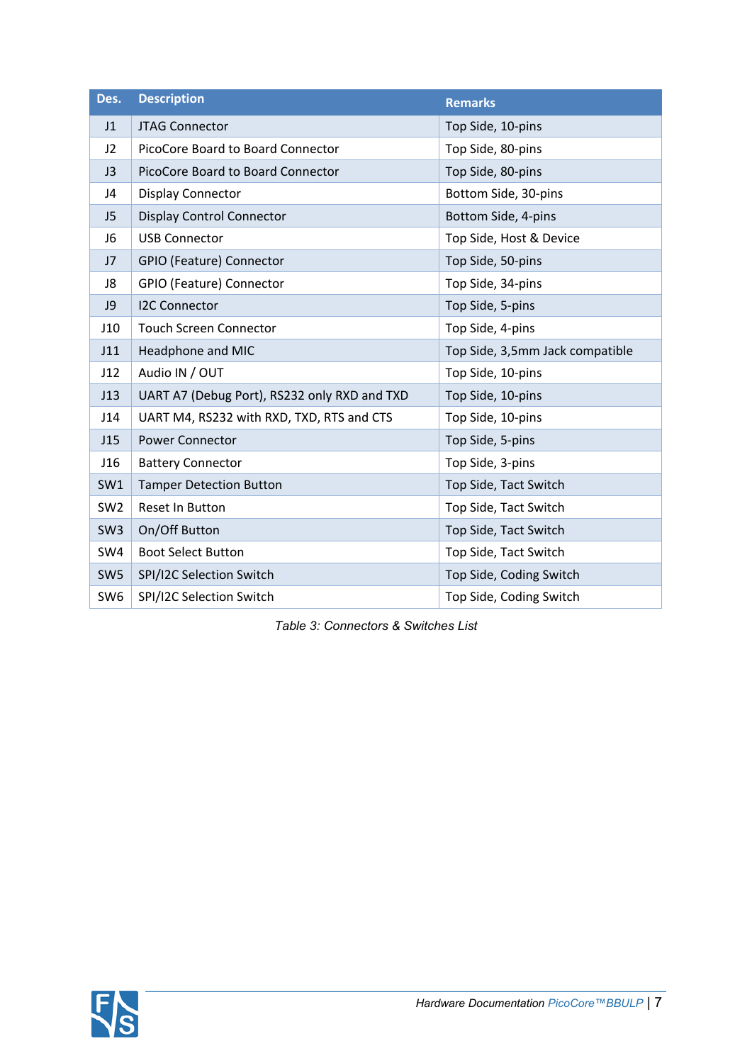| Des. | Description | Remarks |
| --- | --- | --- |
| J1 | JTAG Connector | Top Side, 10-pins |
| J2 | PicoCore Board to Board Connector | Top Side, 80-pins |
| J3 | PicoCore Board to Board Connector | Top Side, 80-pins |
| J4 | Display Connector | Bottom Side, 30-pins |
| J5 | Display Control Connector | Bottom Side, 4-pins |
| J6 | USB Connector | Top Side, Host & Device |
| J7 | GPIO (Feature) Connector | Top Side, 50-pins |
| J8 | GPIO (Feature) Connector | Top Side, 34-pins |
| J9 | I2C Connector | Top Side, 5-pins |
| J10 | Touch Screen Connector | Top Side, 4-pins |
| J11 | Headphone and MIC | Top Side, 3,5mm Jack compatible |
| J12 | Audio IN / OUT | Top Side, 10-pins |
| J13 | UART A7 (Debug Port), RS232 only RXD and TXD | Top Side, 10-pins |
| J14 | UART M4, RS232 with RXD, TXD, RTS and CTS | Top Side, 10-pins |
| J15 | Power Connector | Top Side, 5-pins |
| J16 | Battery Connector | Top Side, 3-pins |
| SW1 | Tamper Detection Button | Top Side, Tact Switch |
| SW2 | Reset In Button | Top Side, Tact Switch |
| SW3 | On/Off Button | Top Side, Tact Switch |
| SW4 | Boot Select Button | Top Side, Tact Switch |
| SW5 | SPI/I2C Selection Switch | Top Side, Coding Switch |
| SW6 | SPI/I2C Selection Switch | Top Side, Coding Switch |

*Table 3: Connectors & Switches List*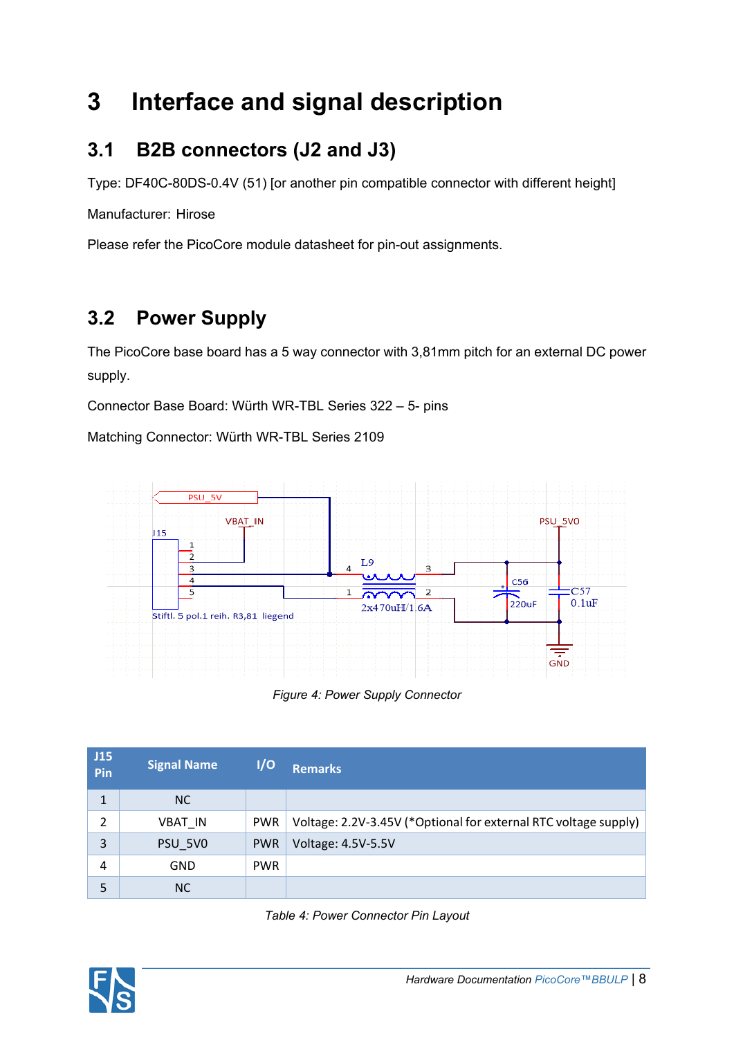# 3 Interface and signal description

## 3.1 B2B connectors (J2 and J3)

Type: DF40C-80DS-0.4V (51) [or another pin compatible connector with different height]

Manufacturer: Hirose

Please refer the PicoCore module datasheet for pin-out assignments.

## 3.2 Power Supply

The PicoCore base board has a 5 way connector with 3,81mm pitch for an external DC power supply.

Connector Base Board: Würth WR-TBL Series 322 – 5- pins

Matching Connector: Würth WR-TBL Series 2109

*Figure 4: Power Supply Connector*

| J15 Pin | Signal Name | I/O | Remarks |
|---|---|---|---|
| 1 | NC | | |
| 2 | VBAT_IN | PWR | Voltage: 2.2V-3.45V (*Optional for external RTC voltage supply) |
| 3 | PSU_5V0 | PWR | Voltage: 4.5V-5.5V |
| 4 | GND | PWR | |
| 5 | NC | | |

*Table 4: Power Connector Pin Layout*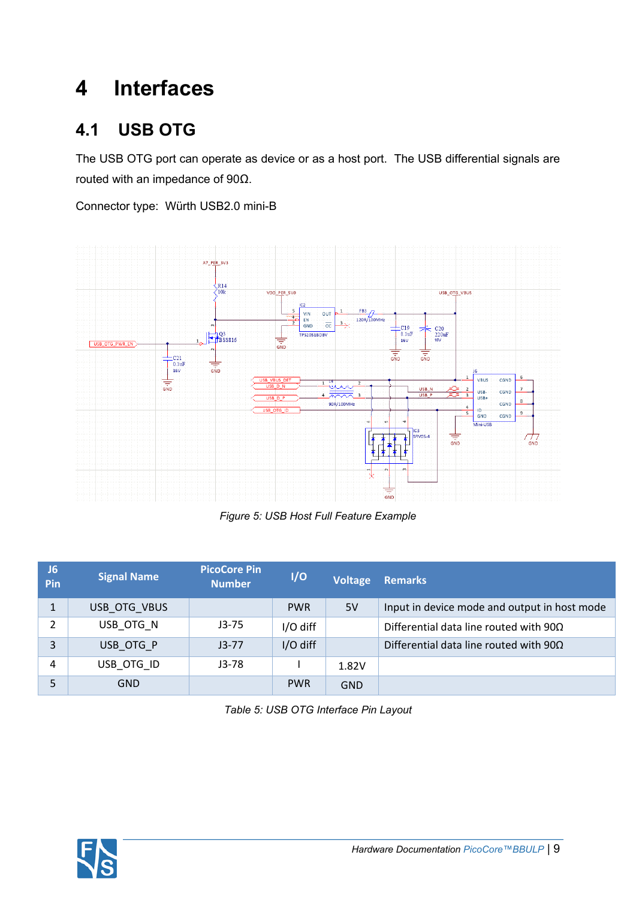# 4 Interfaces

## 4.1 USB OTG

The USB OTG port can operate as device or as a host port. The USB differential signals are routed with an impedance of 90Ω.

Connector type: Würth USB2.0 mini-B

*Figure 5: USB Host Full Feature Example*

| J6 Pin | Signal Name | PicoCore Pin Number | I/O | Voltage | Remarks |
|---|---|---|---|---|---|
| 1 | USB_OTG_VBUS | | PWR | 5V | Input in device mode and output in host mode |
| 2 | USB_OTG_N | J3-75 | I/O diff | | Differential data line routed with 90Ω |
| 3 | USB_OTG_P | J3-77 | I/O diff | | Differential data line routed with 90Ω |
| 4 | USB_OTG_ID | J3-78 | I | 1.82V | |
| 5 | GND | | PWR | GND | |

*Table 5: USB OTG Interface Pin Layout*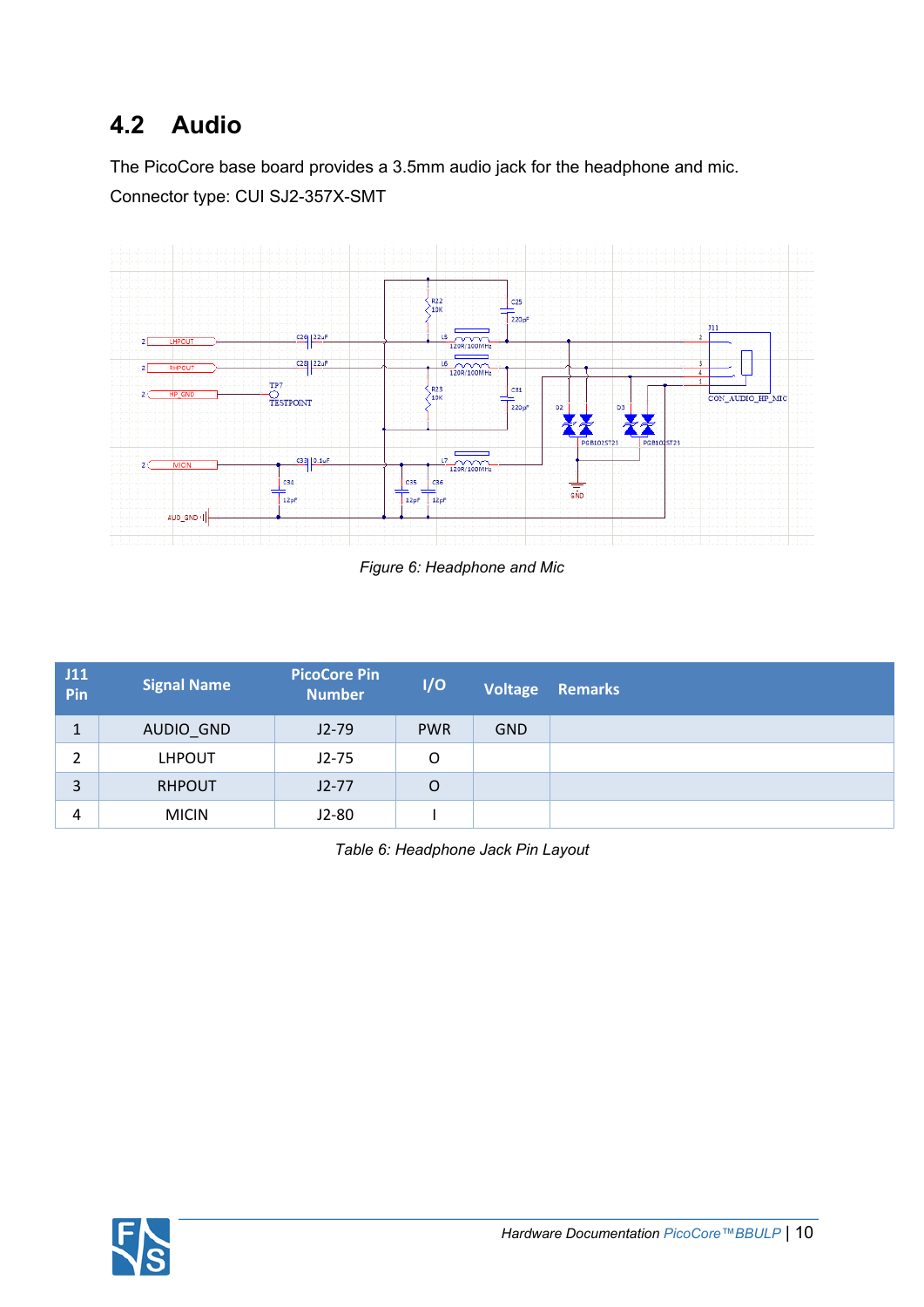## 4.2 Audio

The PicoCore base board provides a 3.5mm audio jack for the headphone and mic.

Connector type: CUI SJ2-357X-SMT

*Figure 6: Headphone and Mic*

| J11 Pin | Signal Name | PicoCore Pin Number | I/O | Voltage | Remarks |
|---|---|---|---|---|---|
| 1 | AUDIO_GND | J2-79 | PWR | GND | |
| 2 | LHPOUT | J2-75 | O | | |
| 3 | RHPOUT | J2-77 | O | | |
| 4 | MICIN | J2-80 | I | | |

*Table 6: Headphone Jack Pin Layout*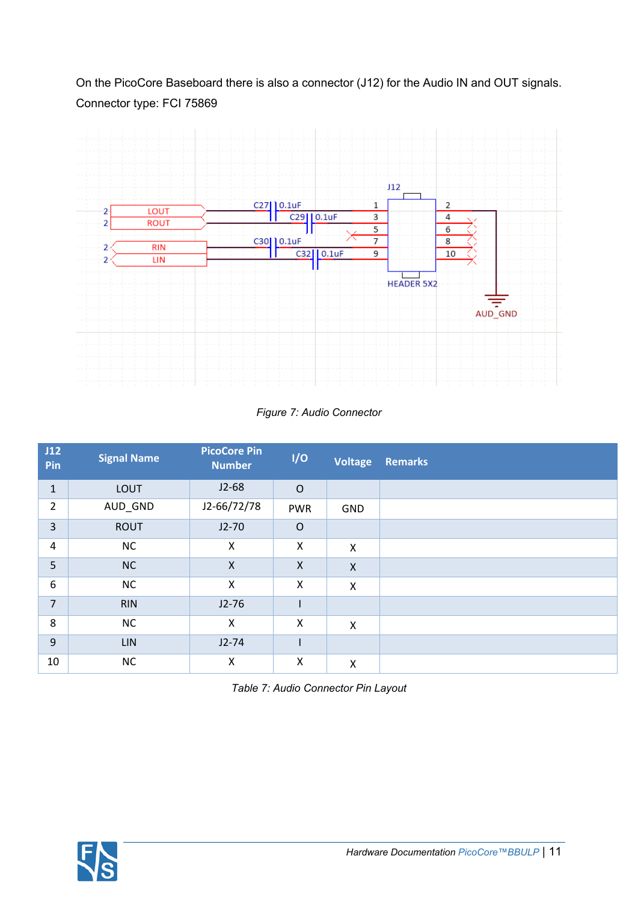On the PicoCore Baseboard there is also a connector (J12) for the Audio IN and OUT signals.
Connector type: FCI 75869

*Figure 7: Audio Connector*

| J12 Pin | Signal Name | PicoCore Pin Number | I/O | Voltage | Remarks |
|---|---|---|---|---|---|
| 1 | LOUT | J2-68 | O | | |
| 2 | AUD_GND | J2-66/72/78 | PWR | GND | |
| 3 | ROUT | J2-70 | O | | |
| 4 | NC | X | X | X | |
| 5 | NC | X | X | X | |
| 6 | NC | X | X | X | |
| 7 | RIN | J2-76 | I | | |
| 8 | NC | X | X | X | |
| 9 | LIN | J2-74 | I | | |
| 10 | NC | X | X | X | |

*Table 7: Audio Connector Pin Layout*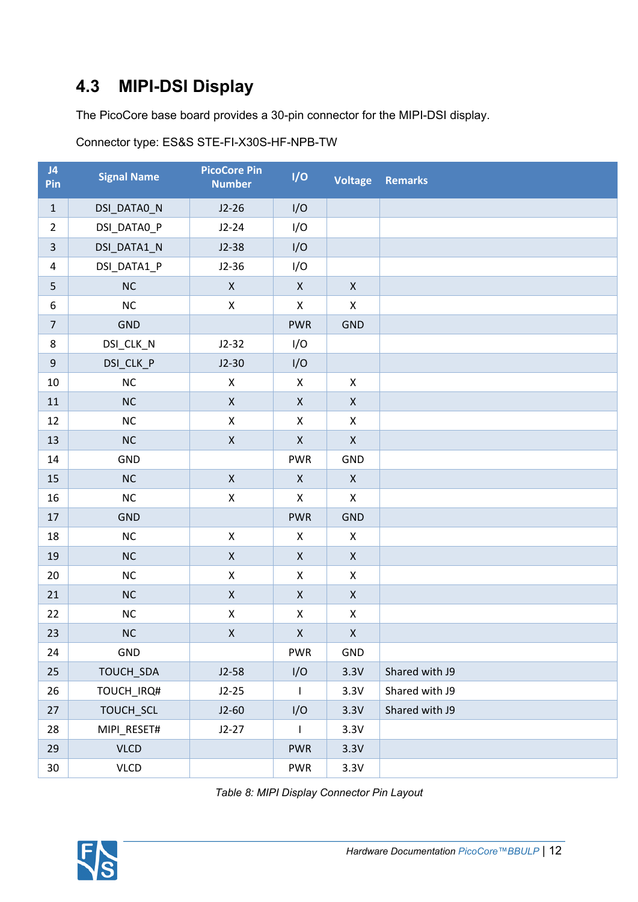## 4.3 MIPI-DSI Display

The PicoCore base board provides a 30-pin connector for the MIPI-DSI display.

Connector type: ES&S STE-FI-X30S-HF-NPB-TW

| J4 Pin | Signal Name | PicoCore Pin Number | I/O | Voltage | Remarks |
|---|---|---|---|---|---|
| 1 | DSI_DATA0_N | J2-26 | I/O | | |
| 2 | DSI_DATA0_P | J2-24 | I/O | | |
| 3 | DSI_DATA1_N | J2-38 | I/O | | |
| 4 | DSI_DATA1_P | J2-36 | I/O | | |
| 5 | NC | X | X | X | |
| 6 | NC | X | X | X | |
| 7 | GND | | PWR | GND | |
| 8 | DSI_CLK_N | J2-32 | I/O | | |
| 9 | DSI_CLK_P | J2-30 | I/O | | |
| 10 | NC | X | X | X | |
| 11 | NC | X | X | X | |
| 12 | NC | X | X | X | |
| 13 | NC | X | X | X | |
| 14 | GND | | PWR | GND | |
| 15 | NC | X | X | X | |
| 16 | NC | X | X | X | |
| 17 | GND | | PWR | GND | |
| 18 | NC | X | X | X | |
| 19 | NC | X | X | X | |
| 20 | NC | X | X | X | |
| 21 | NC | X | X | X | |
| 22 | NC | X | X | X | |
| 23 | NC | X | X | X | |
| 24 | GND | | PWR | GND | |
| 25 | TOUCH_SDA | J2-58 | I/O | 3.3V | Shared with J9 |
| 26 | TOUCH_IRQ# | J2-25 | I | 3.3V | Shared with J9 |
| 27 | TOUCH_SCL | J2-60 | I/O | 3.3V | Shared with J9 |
| 28 | MIPI_RESET# | J2-27 | I | 3.3V | |
| 29 | VLCD | | PWR | 3.3V | |
| 30 | VLCD | | PWR | 3.3V | |

*Table 8: MIPI Display Connector Pin Layout*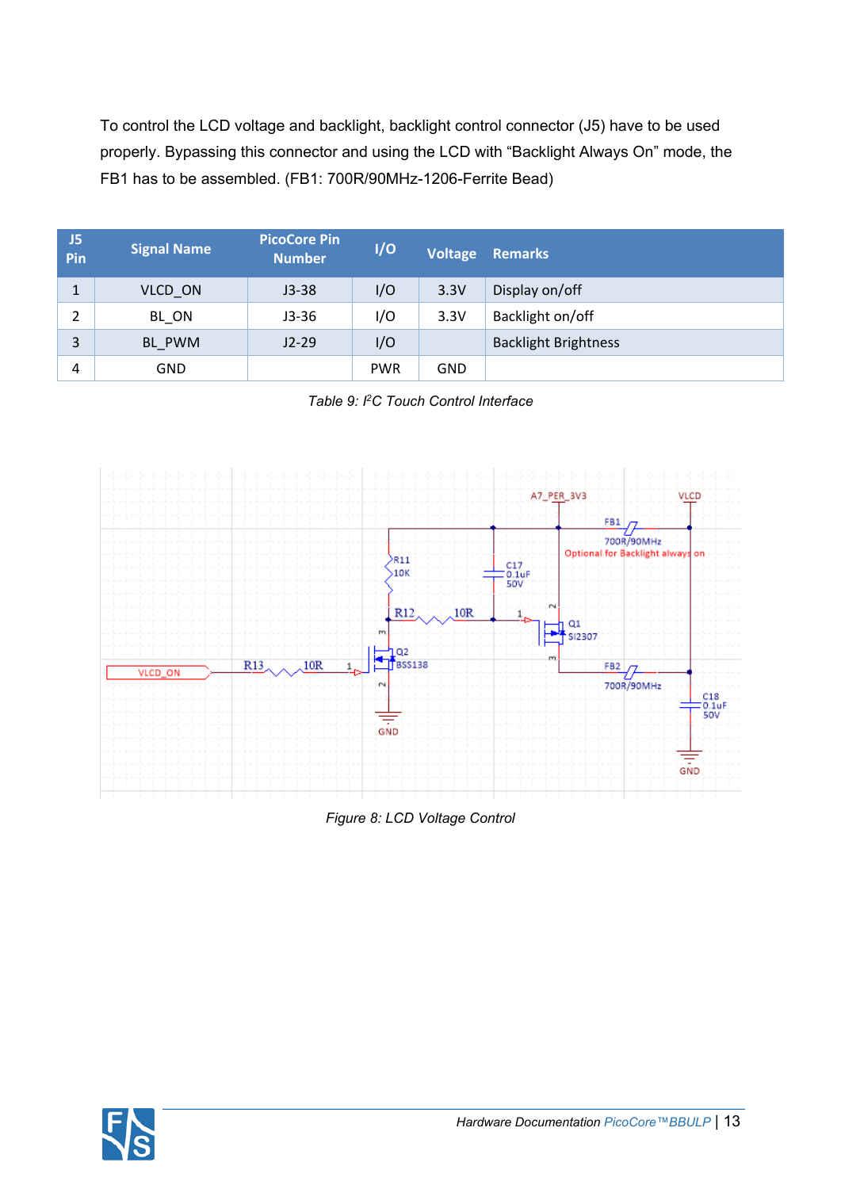To control the LCD voltage and backlight, backlight control connector (J5) have to be used properly. Bypassing this connector and using the LCD with "Backlight Always On" mode, the FB1 has to be assembled. (FB1: 700R/90MHz-1206-Ferrite Bead)

| J5 Pin | Signal Name | PicoCore Pin Number | I/O | Voltage | Remarks |
|---|---|---|---|---|---|
| 1 | VLCD_ON | J3-38 | I/O | 3.3V | Display on/off |
| 2 | BL_ON | J3-36 | I/O | 3.3V | Backlight on/off |
| 3 | BL_PWM | J2-29 | I/O | | Backlight Brightness |
| 4 | GND | | PWR | GND | |

*Table 9: I²C Touch Control Interface*

*Figure 8: LCD Voltage Control*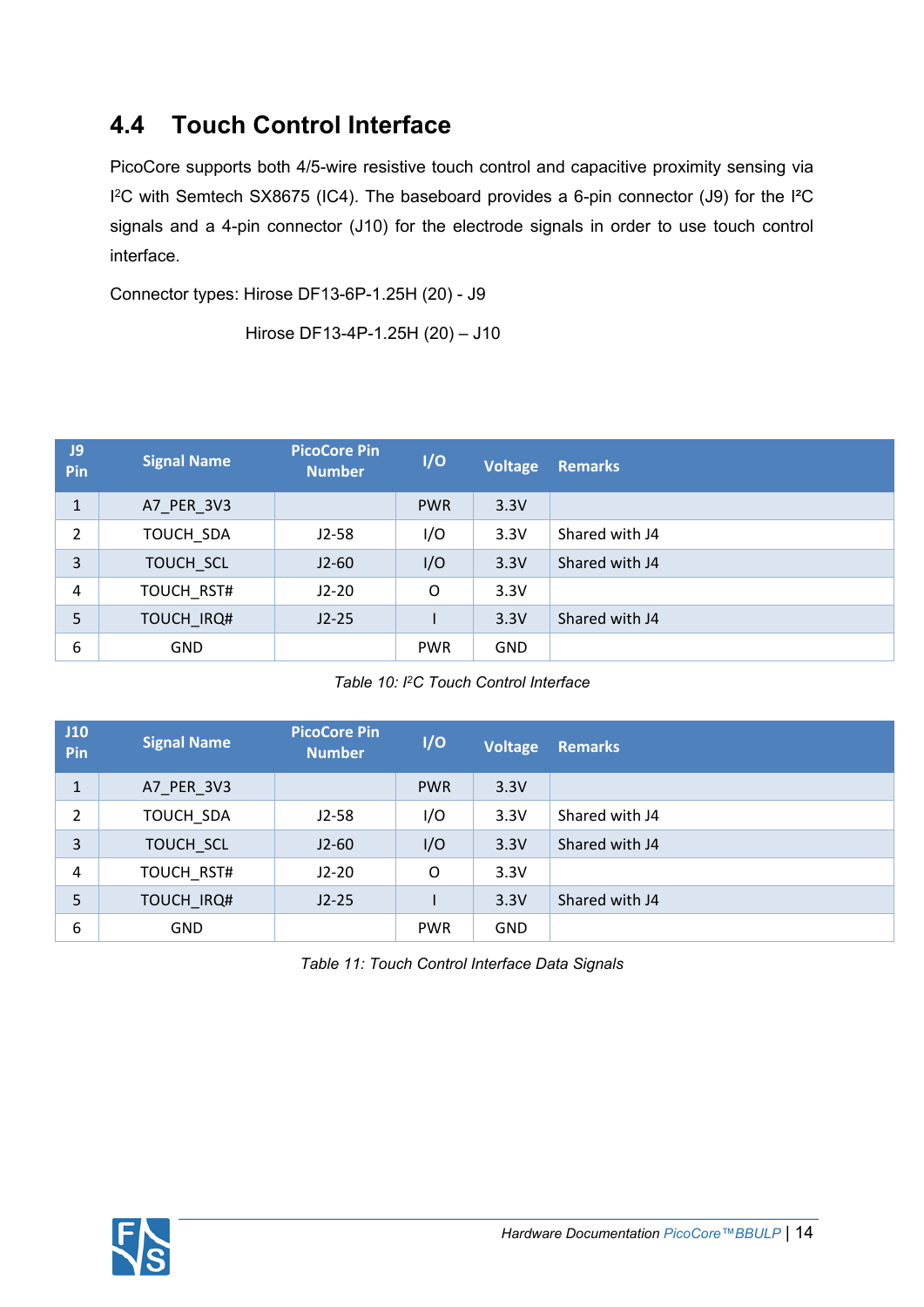## 4.4 Touch Control Interface

PicoCore supports both 4/5-wire resistive touch control and capacitive proximity sensing via I²C with Semtech SX8675 (IC4). The baseboard provides a 6-pin connector (J9) for the I²C signals and a 4-pin connector (J10) for the electrode signals in order to use touch control interface.

Connector types: Hirose DF13-6P-1.25H (20) - J9

Hirose DF13-4P-1.25H (20) – J10

| J9 Pin | Signal Name | PicoCore Pin Number | I/O | Voltage | Remarks |
|---|---|---|---|---|---|
| 1 | A7_PER_3V3 | | PWR | 3.3V | |
| 2 | TOUCH_SDA | J2-58 | I/O | 3.3V | Shared with J4 |
| 3 | TOUCH_SCL | J2-60 | I/O | 3.3V | Shared with J4 |
| 4 | TOUCH_RST# | J2-20 | O | 3.3V | |
| 5 | TOUCH_IRQ# | J2-25 | I | 3.3V | Shared with J4 |
| 6 | GND | | PWR | GND | |

*Table 10: I²C Touch Control Interface*

| J10 Pin | Signal Name | PicoCore Pin Number | I/O | Voltage | Remarks |
|---|---|---|---|---|---|
| 1 | A7_PER_3V3 | | PWR | 3.3V | |
| 2 | TOUCH_SDA | J2-58 | I/O | 3.3V | Shared with J4 |
| 3 | TOUCH_SCL | J2-60 | I/O | 3.3V | Shared with J4 |
| 4 | TOUCH_RST# | J2-20 | O | 3.3V | |
| 5 | TOUCH_IRQ# | J2-25 | I | 3.3V | Shared with J4 |
| 6 | GND | | PWR | GND | |

*Table 11: Touch Control Interface Data Signals*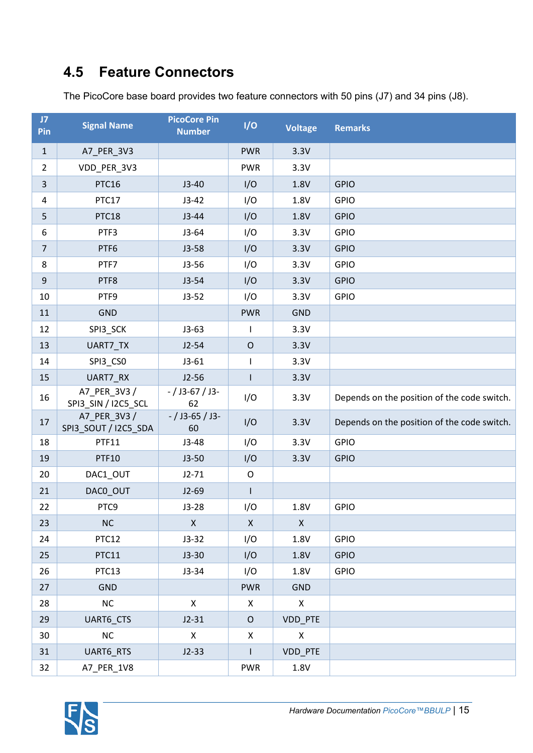## 4.5 Feature Connectors

The PicoCore base board provides two feature connectors with 50 pins (J7) and 34 pins (J8).

| J7 Pin | Signal Name | PicoCore Pin Number | I/O | Voltage | Remarks |
|---|---|---|---|---|---|
| 1 | A7_PER_3V3 | | PWR | 3.3V | |
| 2 | VDD_PER_3V3 | | PWR | 3.3V | |
| 3 | PTC16 | J3-40 | I/O | 1.8V | GPIO |
| 4 | PTC17 | J3-42 | I/O | 1.8V | GPIO |
| 5 | PTC18 | J3-44 | I/O | 1.8V | GPIO |
| 6 | PTF3 | J3-64 | I/O | 3.3V | GPIO |
| 7 | PTF6 | J3-58 | I/O | 3.3V | GPIO |
| 8 | PTF7 | J3-56 | I/O | 3.3V | GPIO |
| 9 | PTF8 | J3-54 | I/O | 3.3V | GPIO |
| 10 | PTF9 | J3-52 | I/O | 3.3V | GPIO |
| 11 | GND | | PWR | GND | |
| 12 | SPI3_SCK | J3-63 | I | 3.3V | |
| 13 | UART7_TX | J2-54 | O | 3.3V | |
| 14 | SPI3_CS0 | J3-61 | I | 3.3V | |
| 15 | UART7_RX | J2-56 | I | 3.3V | |
| 16 | A7_PER_3V3 / SPI3_SIN / I2C5_SCL | - / J3-67 / J3-62 | I/O | 3.3V | Depends on the position of the code switch. |
| 17 | A7_PER_3V3 / SPI3_SOUT / I2C5_SDA | - / J3-65 / J3-60 | I/O | 3.3V | Depends on the position of the code switch. |
| 18 | PTF11 | J3-48 | I/O | 3.3V | GPIO |
| 19 | PTF10 | J3-50 | I/O | 3.3V | GPIO |
| 20 | DAC1_OUT | J2-71 | O | | |
| 21 | DAC0_OUT | J2-69 | I | | |
| 22 | PTC9 | J3-28 | I/O | 1.8V | GPIO |
| 23 | NC | X | X | X | |
| 24 | PTC12 | J3-32 | I/O | 1.8V | GPIO |
| 25 | PTC11 | J3-30 | I/O | 1.8V | GPIO |
| 26 | PTC13 | J3-34 | I/O | 1.8V | GPIO |
| 27 | GND | | PWR | GND | |
| 28 | NC | X | X | X | |
| 29 | UART6_CTS | J2-31 | O | VDD_PTE | |
| 30 | NC | X | X | X | |
| 31 | UART6_RTS | J2-33 | I | VDD_PTE | |
| 32 | A7_PER_1V8 | | PWR | 1.8V | |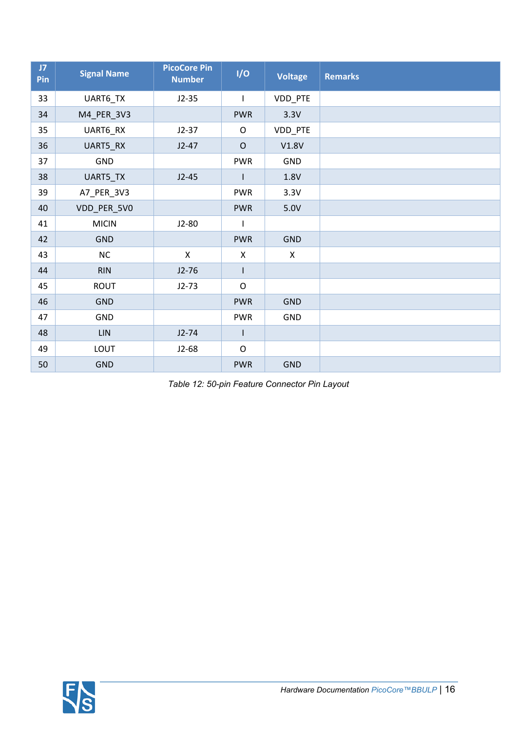| J7 Pin | Signal Name | PicoCore Pin Number | I/O | Voltage | Remarks |
|---|---|---|---|---|---|
| 33 | UART6_TX | J2-35 | I | VDD_PTE | |
| 34 | M4_PER_3V3 | | PWR | 3.3V | |
| 35 | UART6_RX | J2-37 | O | VDD_PTE | |
| 36 | UART5_RX | J2-47 | O | V1.8V | |
| 37 | GND | | PWR | GND | |
| 38 | UART5_TX | J2-45 | I | 1.8V | |
| 39 | A7_PER_3V3 | | PWR | 3.3V | |
| 40 | VDD_PER_5V0 | | PWR | 5.0V | |
| 41 | MICIN | J2-80 | I | | |
| 42 | GND | | PWR | GND | |
| 43 | NC | X | X | X | |
| 44 | RIN | J2-76 | I | | |
| 45 | ROUT | J2-73 | O | | |
| 46 | GND | | PWR | GND | |
| 47 | GND | | PWR | GND | |
| 48 | LIN | J2-74 | I | | |
| 49 | LOUT | J2-68 | O | | |
| 50 | GND | | PWR | GND | |

*Table 12: 50-pin Feature Connector Pin Layout*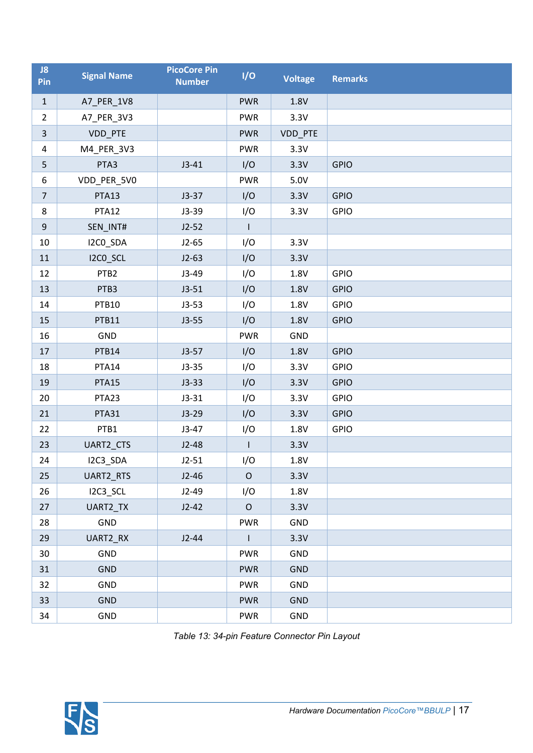| J8 Pin | Signal Name | PicoCore Pin Number | I/O | Voltage | Remarks |
|---|---|---|---|---|---|
| 1 | A7_PER_1V8 | | PWR | 1.8V | |
| 2 | A7_PER_3V3 | | PWR | 3.3V | |
| 3 | VDD_PTE | | PWR | VDD_PTE | |
| 4 | M4_PER_3V3 | | PWR | 3.3V | |
| 5 | PTA3 | J3-41 | I/O | 3.3V | GPIO |
| 6 | VDD_PER_5V0 | | PWR | 5.0V | |
| 7 | PTA13 | J3-37 | I/O | 3.3V | GPIO |
| 8 | PTA12 | J3-39 | I/O | 3.3V | GPIO |
| 9 | SEN_INT# | J2-52 | I | | |
| 10 | I2C0_SDA | J2-65 | I/O | 3.3V | |
| 11 | I2C0_SCL | J2-63 | I/O | 3.3V | |
| 12 | PTB2 | J3-49 | I/O | 1.8V | GPIO |
| 13 | PTB3 | J3-51 | I/O | 1.8V | GPIO |
| 14 | PTB10 | J3-53 | I/O | 1.8V | GPIO |
| 15 | PTB11 | J3-55 | I/O | 1.8V | GPIO |
| 16 | GND | | PWR | GND | |
| 17 | PTB14 | J3-57 | I/O | 1.8V | GPIO |
| 18 | PTA14 | J3-35 | I/O | 3.3V | GPIO |
| 19 | PTA15 | J3-33 | I/O | 3.3V | GPIO |
| 20 | PTA23 | J3-31 | I/O | 3.3V | GPIO |
| 21 | PTA31 | J3-29 | I/O | 3.3V | GPIO |
| 22 | PTB1 | J3-47 | I/O | 1.8V | GPIO |
| 23 | UART2_CTS | J2-48 | I | 3.3V | |
| 24 | I2C3_SDA | J2-51 | I/O | 1.8V | |
| 25 | UART2_RTS | J2-46 | O | 3.3V | |
| 26 | I2C3_SCL | J2-49 | I/O | 1.8V | |
| 27 | UART2_TX | J2-42 | O | 3.3V | |
| 28 | GND | | PWR | GND | |
| 29 | UART2_RX | J2-44 | I | 3.3V | |
| 30 | GND | | PWR | GND | |
| 31 | GND | | PWR | GND | |
| 32 | GND | | PWR | GND | |
| 33 | GND | | PWR | GND | |
| 34 | GND | | PWR | GND | |

*Table 13: 34-pin Feature Connector Pin Layout*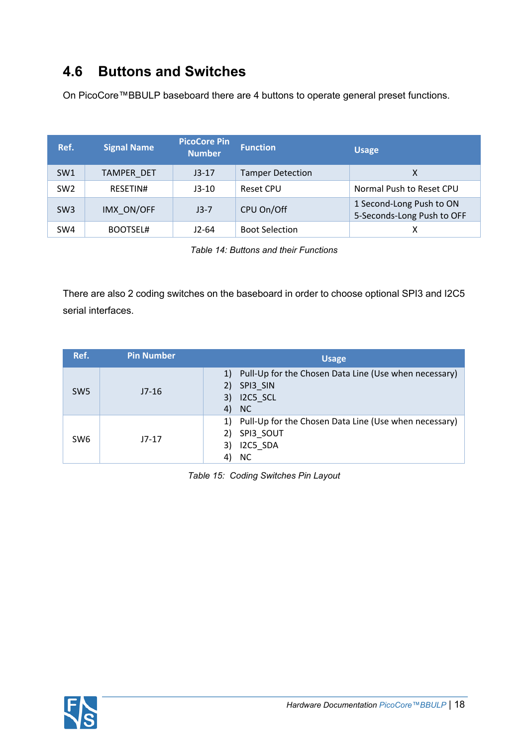## 4.6 Buttons and Switches

On PicoCore™BBULP baseboard there are 4 buttons to operate general preset functions.

| Ref. | Signal Name | PicoCore Pin Number | Function | Usage |
|---|---|---|---|---|
| SW1 | TAMPER_DET | J3-17 | Tamper Detection | X |
| SW2 | RESETIN# | J3-10 | Reset CPU | Normal Push to Reset CPU |
| SW3 | IMX_ON/OFF | J3-7 | CPU On/Off | 1 Second-Long Push to ON<br>5-Seconds-Long Push to OFF |
| SW4 | BOOTSEL# | J2-64 | Boot Selection | X |

*Table 14: Buttons and their Functions*

There are also 2 coding switches on the baseboard in order to choose optional SPI3 and I2C5 serial interfaces.

| Ref. | Pin Number | Usage |
|---|---|---|
| SW5 | J7-16 | 1) Pull-Up for the Chosen Data Line (Use when necessary)<br>2) SPI3_SIN<br>3) I2C5_SCL<br>4) NC |
| SW6 | J7-17 | 1) Pull-Up for the Chosen Data Line (Use when necessary)<br>2) SPI3_SOUT<br>3) I2C5_SDA<br>4) NC |

*Table 15: Coding Switches Pin Layout*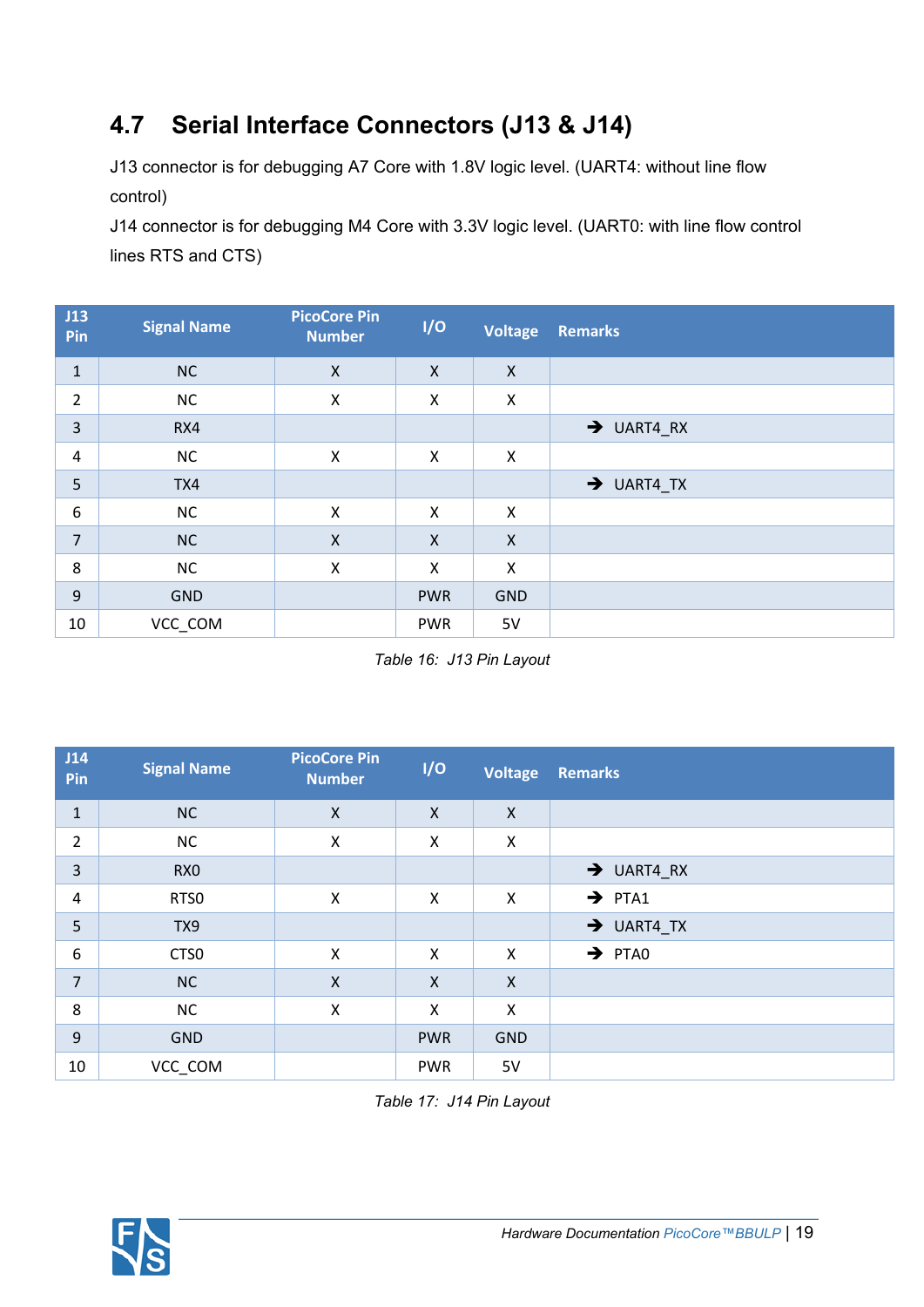## 4.7 Serial Interface Connectors (J13 & J14)

J13 connector is for debugging A7 Core with 1.8V logic level. (UART4: without line flow control)

J14 connector is for debugging M4 Core with 3.3V logic level. (UART0: with line flow control lines RTS and CTS)

| J13 Pin | Signal Name | PicoCore Pin Number | I/O | Voltage | Remarks |
|---|---|---|---|---|---|
| 1 | NC | X | X | X | |
| 2 | NC | X | X | X | |
| 3 | RX4 | | | | ➔ UART4_RX |
| 4 | NC | X | X | X | |
| 5 | TX4 | | | | ➔ UART4_TX |
| 6 | NC | X | X | X | |
| 7 | NC | X | X | X | |
| 8 | NC | X | X | X | |
| 9 | GND | | PWR | GND | |
| 10 | VCC_COM | | PWR | 5V | |

*Table 16: J13 Pin Layout*

| J14 Pin | Signal Name | PicoCore Pin Number | I/O | Voltage | Remarks |
|---|---|---|---|---|---|
| 1 | NC | X | X | X | |
| 2 | NC | X | X | X | |
| 3 | RX0 | | | | ➔ UART4_RX |
| 4 | RTS0 | X | X | X | ➔ PTA1 |
| 5 | TX9 | | | | ➔ UART4_TX |
| 6 | CTS0 | X | X | X | ➔ PTA0 |
| 7 | NC | X | X | X | |
| 8 | NC | X | X | X | |
| 9 | GND | | PWR | GND | |
| 10 | VCC_COM | | PWR | 5V | |

*Table 17: J14 Pin Layout*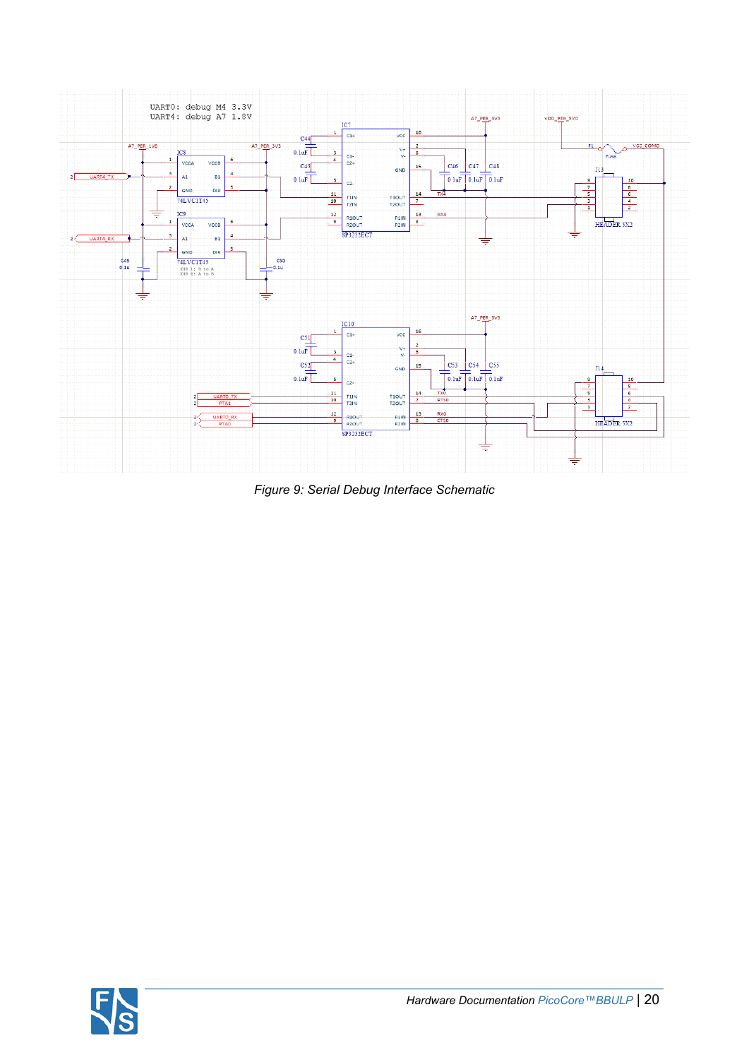*Figure 9: Serial Debug Interface Schematic*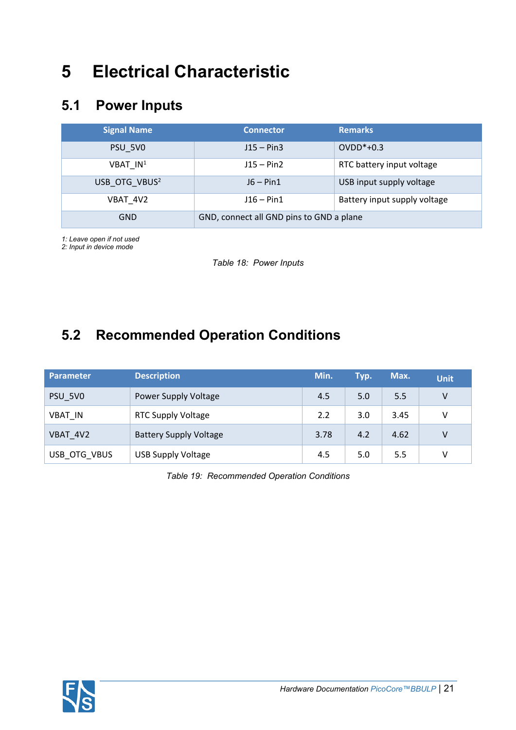# 5 Electrical Characteristic

## 5.1 Power Inputs

| Signal Name | Connector | Remarks |
|---|---|---|
| PSU_5V0 | J15 – Pin3 | OVDD*+0.3 |
| VBAT_IN[1] | J15 – Pin2 | RTC battery input voltage |
| USB_OTG_VBUS[2] | J6 – Pin1 | USB input supply voltage |
| VBAT_4V2 | J16 – Pin1 | Battery input supply voltage |
| GND | GND, connect all GND pins to GND a plane | |

*1: Leave open if not used*
*2: Input in device mode*

*Table 18: Power Inputs*

## 5.2 Recommended Operation Conditions

| Parameter | Description | Min. | Typ. | Max. | Unit |
|---|---|---|---|---|---|
| PSU_5V0 | Power Supply Voltage | 4.5 | 5.0 | 5.5 | V |
| VBAT_IN | RTC Supply Voltage | 2.2 | 3.0 | 3.45 | V |
| VBAT_4V2 | Battery Supply Voltage | 3.78 | 4.2 | 4.62 | V |
| USB_OTG_VBUS | USB Supply Voltage | 4.5 | 5.0 | 5.5 | V |

*Table 19: Recommended Operation Conditions*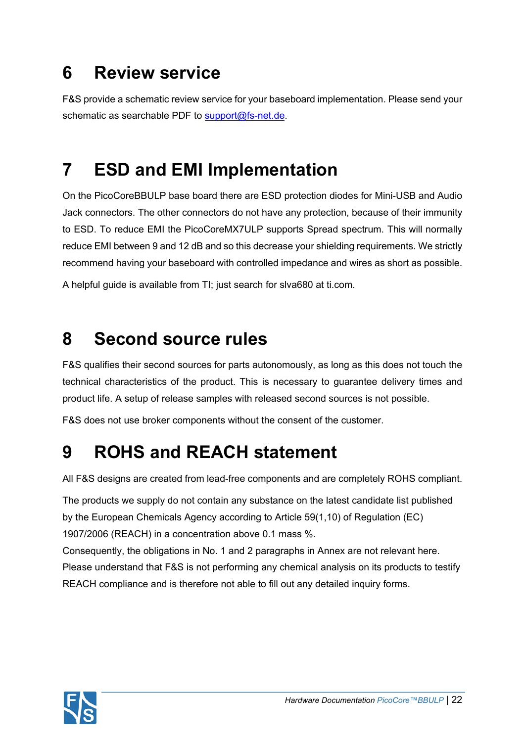# 6 Review service

F&S provide a schematic review service for your baseboard implementation. Please send your schematic as searchable PDF to support@fs-net.de.

# 7 ESD and EMI Implementation

On the PicoCoreBBULP base board there are ESD protection diodes for Mini-USB and Audio Jack connectors. The other connectors do not have any protection, because of their immunity to ESD. To reduce EMI the PicoCoreMX7ULP supports Spread spectrum. This will normally reduce EMI between 9 and 12 dB and so this decrease your shielding requirements. We strictly recommend having your baseboard with controlled impedance and wires as short as possible.

A helpful guide is available from TI; just search for slva680 at ti.com.

# 8 Second source rules

F&S qualifies their second sources for parts autonomously, as long as this does not touch the technical characteristics of the product. This is necessary to guarantee delivery times and product life. A setup of release samples with released second sources is not possible.

F&S does not use broker components without the consent of the customer.

# 9 ROHS and REACH statement

All F&S designs are created from lead-free components and are completely ROHS compliant.

The products we supply do not contain any substance on the latest candidate list published by the European Chemicals Agency according to Article 59(1,10) of Regulation (EC) 1907/2006 (REACH) in a concentration above 0.1 mass %.
Consequently, the obligations in No. 1 and 2 paragraphs in Annex are not relevant here.
Please understand that F&S is not performing any chemical analysis on its products to testify REACH compliance and is therefore not able to fill out any detailed inquiry forms.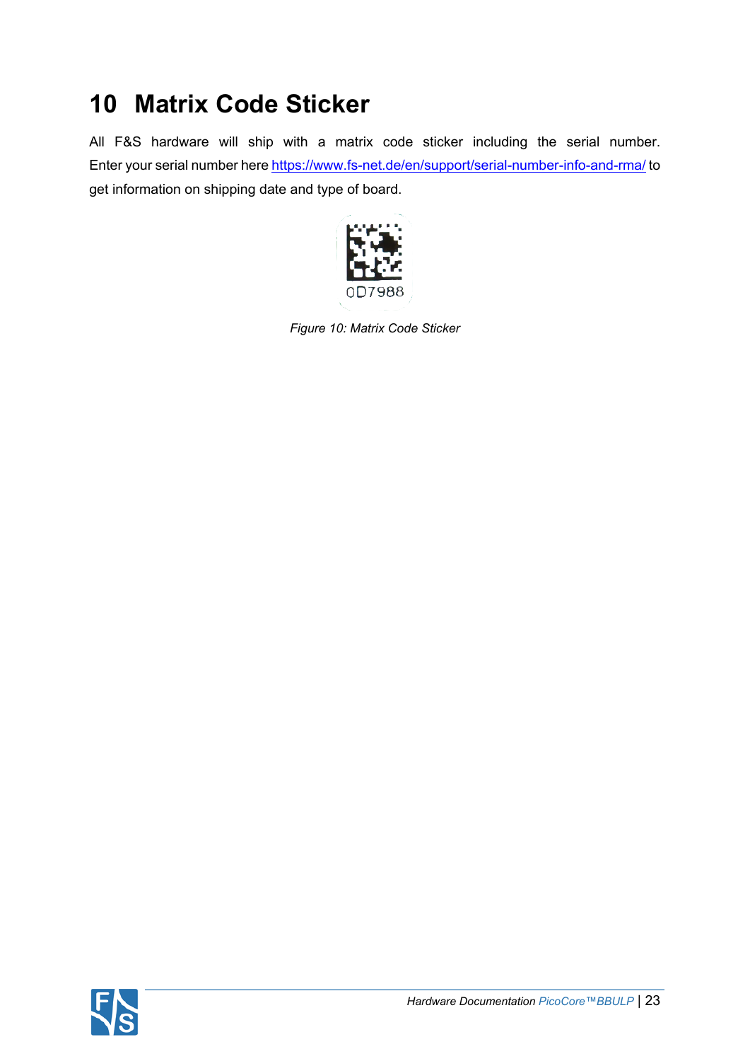# 10 Matrix Code Sticker

All F&S hardware will ship with a matrix code sticker including the serial number. Enter your serial number here https://www.fs-net.de/en/support/serial-number-info-and-rma/ to get information on shipping date and type of board.

*Figure 10: Matrix Code Sticker*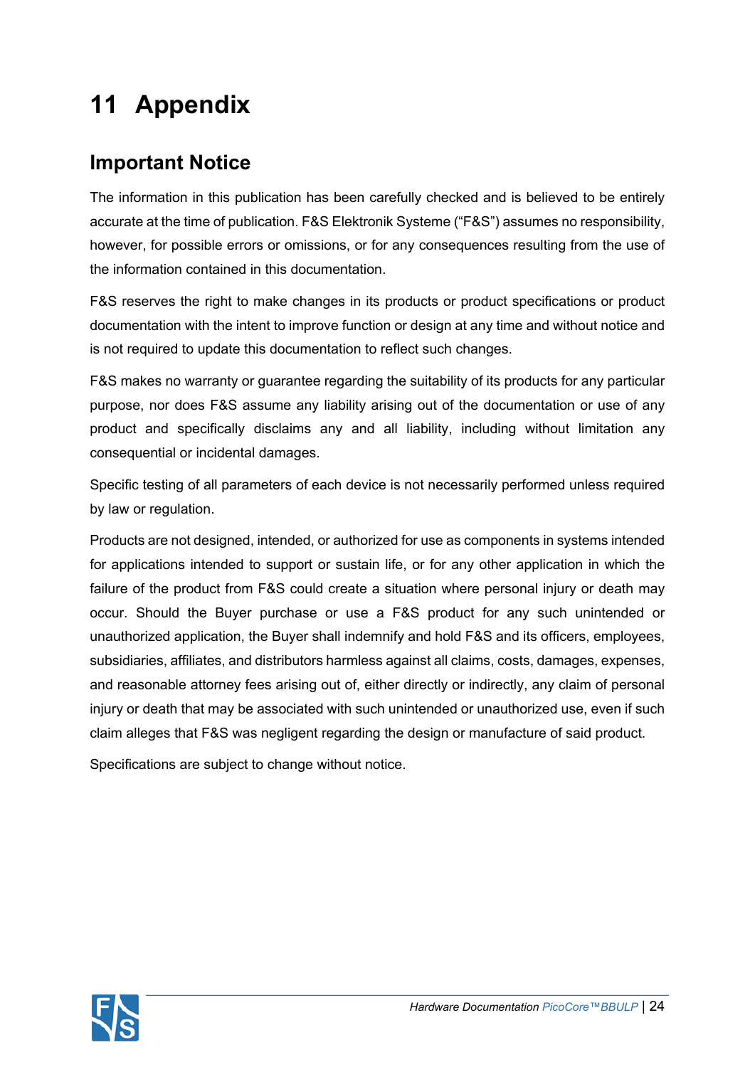# 11 Appendix

## Important Notice

The information in this publication has been carefully checked and is believed to be entirely accurate at the time of publication. F&S Elektronik Systeme ("F&S") assumes no responsibility, however, for possible errors or omissions, or for any consequences resulting from the use of the information contained in this documentation.

F&S reserves the right to make changes in its products or product specifications or product documentation with the intent to improve function or design at any time and without notice and is not required to update this documentation to reflect such changes.

F&S makes no warranty or guarantee regarding the suitability of its products for any particular purpose, nor does F&S assume any liability arising out of the documentation or use of any product and specifically disclaims any and all liability, including without limitation any consequential or incidental damages.

Specific testing of all parameters of each device is not necessarily performed unless required by law or regulation.

Products are not designed, intended, or authorized for use as components in systems intended for applications intended to support or sustain life, or for any other application in which the failure of the product from F&S could create a situation where personal injury or death may occur. Should the Buyer purchase or use a F&S product for any such unintended or unauthorized application, the Buyer shall indemnify and hold F&S and its officers, employees, subsidiaries, affiliates, and distributors harmless against all claims, costs, damages, expenses, and reasonable attorney fees arising out of, either directly or indirectly, any claim of personal injury or death that may be associated with such unintended or unauthorized use, even if such claim alleges that F&S was negligent regarding the design or manufacture of said product.

Specifications are subject to change without notice.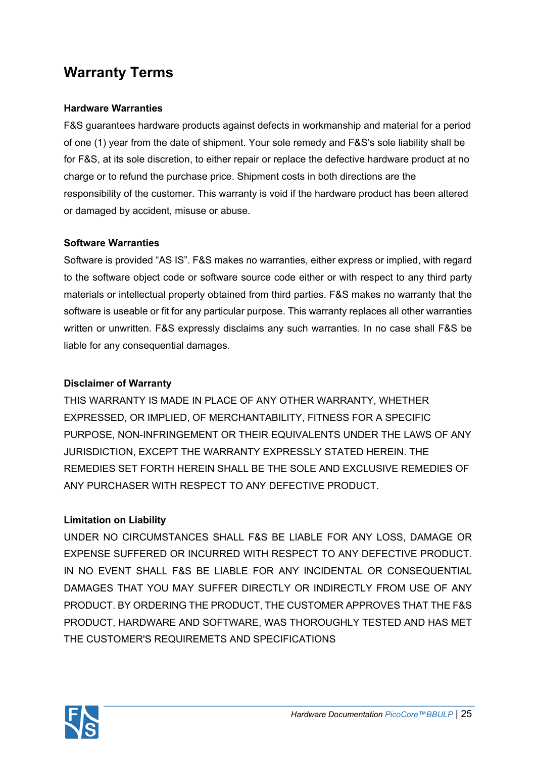# Warranty Terms

### Hardware Warranties

F&S guarantees hardware products against defects in workmanship and material for a period of one (1) year from the date of shipment. Your sole remedy and F&S's sole liability shall be for F&S, at its sole discretion, to either repair or replace the defective hardware product at no charge or to refund the purchase price. Shipment costs in both directions are the responsibility of the customer. This warranty is void if the hardware product has been altered or damaged by accident, misuse or abuse.

### Software Warranties

Software is provided "AS IS". F&S makes no warranties, either express or implied, with regard to the software object code or software source code either or with respect to any third party materials or intellectual property obtained from third parties. F&S makes no warranty that the software is useable or fit for any particular purpose. This warranty replaces all other warranties written or unwritten. F&S expressly disclaims any such warranties. In no case shall F&S be liable for any consequential damages.

### Disclaimer of Warranty

THIS WARRANTY IS MADE IN PLACE OF ANY OTHER WARRANTY, WHETHER EXPRESSED, OR IMPLIED, OF MERCHANTABILITY, FITNESS FOR A SPECIFIC PURPOSE, NON-INFRINGEMENT OR THEIR EQUIVALENTS UNDER THE LAWS OF ANY JURISDICTION, EXCEPT THE WARRANTY EXPRESSLY STATED HEREIN. THE REMEDIES SET FORTH HEREIN SHALL BE THE SOLE AND EXCLUSIVE REMEDIES OF ANY PURCHASER WITH RESPECT TO ANY DEFECTIVE PRODUCT.

### Limitation on Liability

UNDER NO CIRCUMSTANCES SHALL F&S BE LIABLE FOR ANY LOSS, DAMAGE OR EXPENSE SUFFERED OR INCURRED WITH RESPECT TO ANY DEFECTIVE PRODUCT. IN NO EVENT SHALL F&S BE LIABLE FOR ANY INCIDENTAL OR CONSEQUENTIAL DAMAGES THAT YOU MAY SUFFER DIRECTLY OR INDIRECTLY FROM USE OF ANY PRODUCT. BY ORDERING THE PRODUCT, THE CUSTOMER APPROVES THAT THE F&S PRODUCT, HARDWARE AND SOFTWARE, WAS THOROUGHLY TESTED AND HAS MET THE CUSTOMER'S REQUIREMETS AND SPECIFICATIONS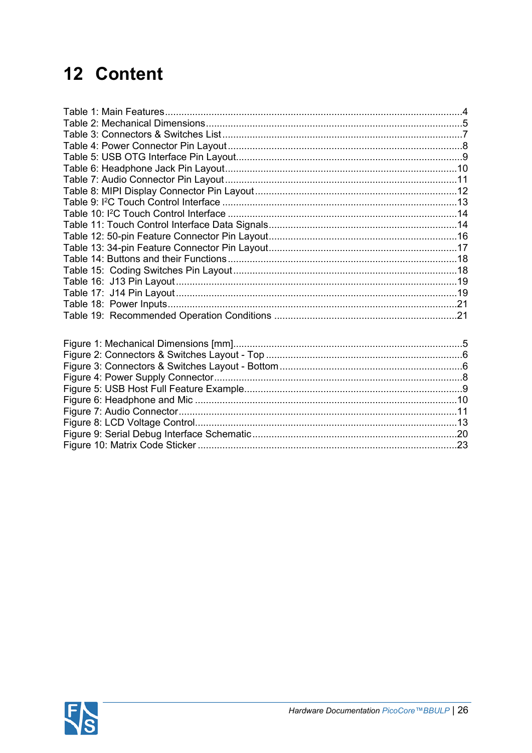# 12 Content

Table 1: Main Features....................................................................................................4
Table 2: Mechanical Dimensions.....................................................................................5
Table 3: Connectors & Switches List...............................................................................7
Table 4: Power Connector Pin Layout..............................................................................8
Table 5: USB OTG Interface Pin Layout...........................................................................9
Table 6: Headphone Jack Pin Layout.............................................................................10
Table 7: Audio Connector Pin Layout.............................................................................11
Table 8: MIPI Display Connector Pin Layout..................................................................12
Table 9: I$^2$C Touch Control Interface ..............................................................................13
Table 10: I$^2$C Touch Control Interface ............................................................................14
Table 11: Touch Control Interface Data Signals.............................................................14
Table 12: 50-pin Feature Connector Pin Layout.............................................................16
Table 13: 34-pin Feature Connector Pin Layout.............................................................17
Table 14: Buttons and their Functions............................................................................18
Table 15: Coding Switches Pin Layout...........................................................................18
Table 16: J13 Pin Layout...............................................................................................19
Table 17: J14 Pin Layout...............................................................................................19
Table 18: Power Inputs..................................................................................................21
Table 19: Recommended Operation Conditions ............................................................21

Figure 1: Mechanical Dimensions [mm]............................................................................5
Figure 2: Connectors & Switches Layout - Top ................................................................6
Figure 3: Connectors & Switches Layout - Bottom............................................................6
Figure 4: Power Supply Connector...................................................................................8
Figure 5: USB Host Full Feature Example........................................................................9
Figure 6: Headphone and Mic ........................................................................................10
Figure 7: Audio Connector..............................................................................................11
Figure 8: LCD Voltage Control........................................................................................13
Figure 9: Serial Debug Interface Schematic....................................................................20
Figure 10: Matrix Code Sticker .......................................................................................23